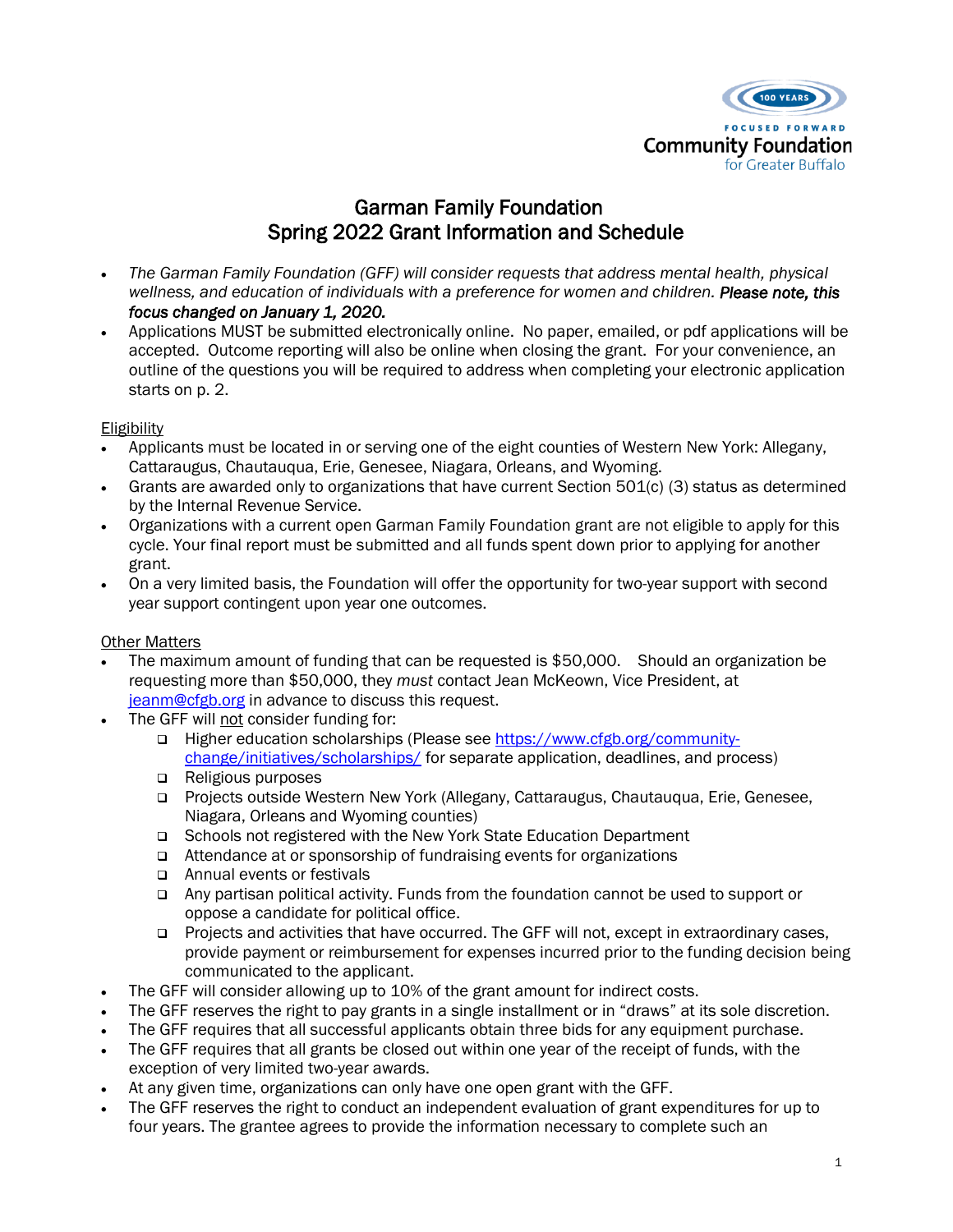Community Foundation for Greater Buffalo

# Garman Family Foundation
# Spring 2022 Grant Information and Schedule

- *The Garman Family Foundation (GFF) will consider requests that address mental health, physical wellness, and education of individuals with a preference for women and children.* ***Please note, this focus changed on January 1, 2020.***
- Applications MUST be submitted electronically online. No paper, emailed, or pdf applications will be accepted. Outcome reporting will also be online when closing the grant. For your convenience, an outline of the questions you will be required to address when completing your electronic application starts on p. 2.

<u>Eligibility</u>

- Applicants must be located in or serving one of the eight counties of Western New York: Allegany, Cattaraugus, Chautauqua, Erie, Genesee, Niagara, Orleans, and Wyoming.
- Grants are awarded only to organizations that have current Section 501(c) (3) status as determined by the Internal Revenue Service.
- Organizations with a current open Garman Family Foundation grant are not eligible to apply for this cycle. Your final report must be submitted and all funds spent down prior to applying for another grant.
- On a very limited basis, the Foundation will offer the opportunity for two-year support with second year support contingent upon year one outcomes.

<u>Other Matters</u>

- The maximum amount of funding that can be requested is $50,000. Should an organization be requesting more than $50,000, they *must* contact Jean McKeown, Vice President, at jeanm@cfgb.org in advance to discuss this request.
- The GFF will <u>not</u> consider funding for:
  - Higher education scholarships (Please see https://www.cfgb.org/community-change/initiatives/scholarships/ for separate application, deadlines, and process)
  - Religious purposes
  - Projects outside Western New York (Allegany, Cattaraugus, Chautauqua, Erie, Genesee, Niagara, Orleans and Wyoming counties)
  - Schools not registered with the New York State Education Department
  - Attendance at or sponsorship of fundraising events for organizations
  - Annual events or festivals
  - Any partisan political activity. Funds from the foundation cannot be used to support or oppose a candidate for political office.
  - Projects and activities that have occurred. The GFF will not, except in extraordinary cases, provide payment or reimbursement for expenses incurred prior to the funding decision being communicated to the applicant.
- The GFF will consider allowing up to 10% of the grant amount for indirect costs.
- The GFF reserves the right to pay grants in a single installment or in "draws" at its sole discretion.
- The GFF requires that all successful applicants obtain three bids for any equipment purchase.
- The GFF requires that all grants be closed out within one year of the receipt of funds, with the exception of very limited two-year awards.
- At any given time, organizations can only have one open grant with the GFF.
- The GFF reserves the right to conduct an independent evaluation of grant expenditures for up to four years. The grantee agrees to provide the information necessary to complete such an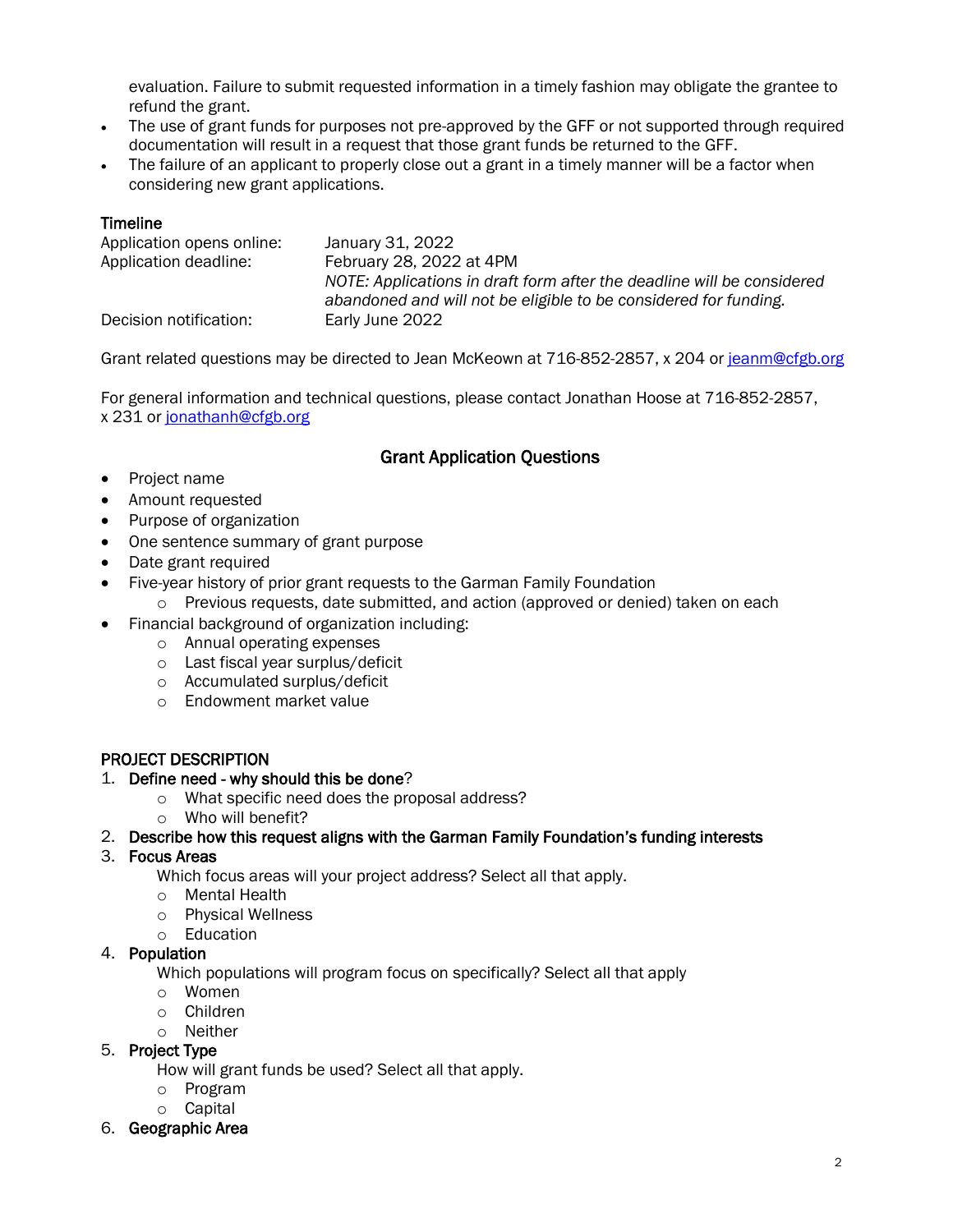evaluation. Failure to submit requested information in a timely fashion may obligate the grantee to refund the grant.

- The use of grant funds for purposes not pre-approved by the GFF or not supported through required documentation will result in a request that those grant funds be returned to the GFF.
- The failure of an applicant to properly close out a grant in a timely manner will be a factor when considering new grant applications.

### Timeline

| | |
|---|---|
| Application opens online: | January 31, 2022 |
| Application deadline: | February 28, 2022 at 4PM<br>*NOTE: Applications in draft form after the deadline will be considered abandoned and will not be eligible to be considered for funding.* |
| Decision notification: | Early June 2022 |

Grant related questions may be directed to Jean McKeown at 716-852-2857, x 204 or jeanm@cfgb.org

For general information and technical questions, please contact Jonathan Hoose at 716-852-2857, x 231 or jonathanh@cfgb.org

## Grant Application Questions

- Project name
- Amount requested
- Purpose of organization
- One sentence summary of grant purpose
- Date grant required
- Five-year history of prior grant requests to the Garman Family Foundation
  - Previous requests, date submitted, and action (approved or denied) taken on each
- Financial background of organization including:
  - Annual operating expenses
  - Last fiscal year surplus/deficit
  - Accumulated surplus/deficit
  - Endowment market value

### PROJECT DESCRIPTION

1. **Define need - why should this be done**?
   - What specific need does the proposal address?
   - Who will benefit?
2. **Describe how this request aligns with the Garman Family Foundation's funding interests**
3. **Focus Areas**

   Which focus areas will your project address? Select all that apply.
   - Mental Health
   - Physical Wellness
   - Education
4. **Population**

   Which populations will program focus on specifically? Select all that apply
   - Women
   - Children
   - Neither
5. **Project Type**

   How will grant funds be used? Select all that apply.
   - Program
   - Capital
6. **Geographic Area**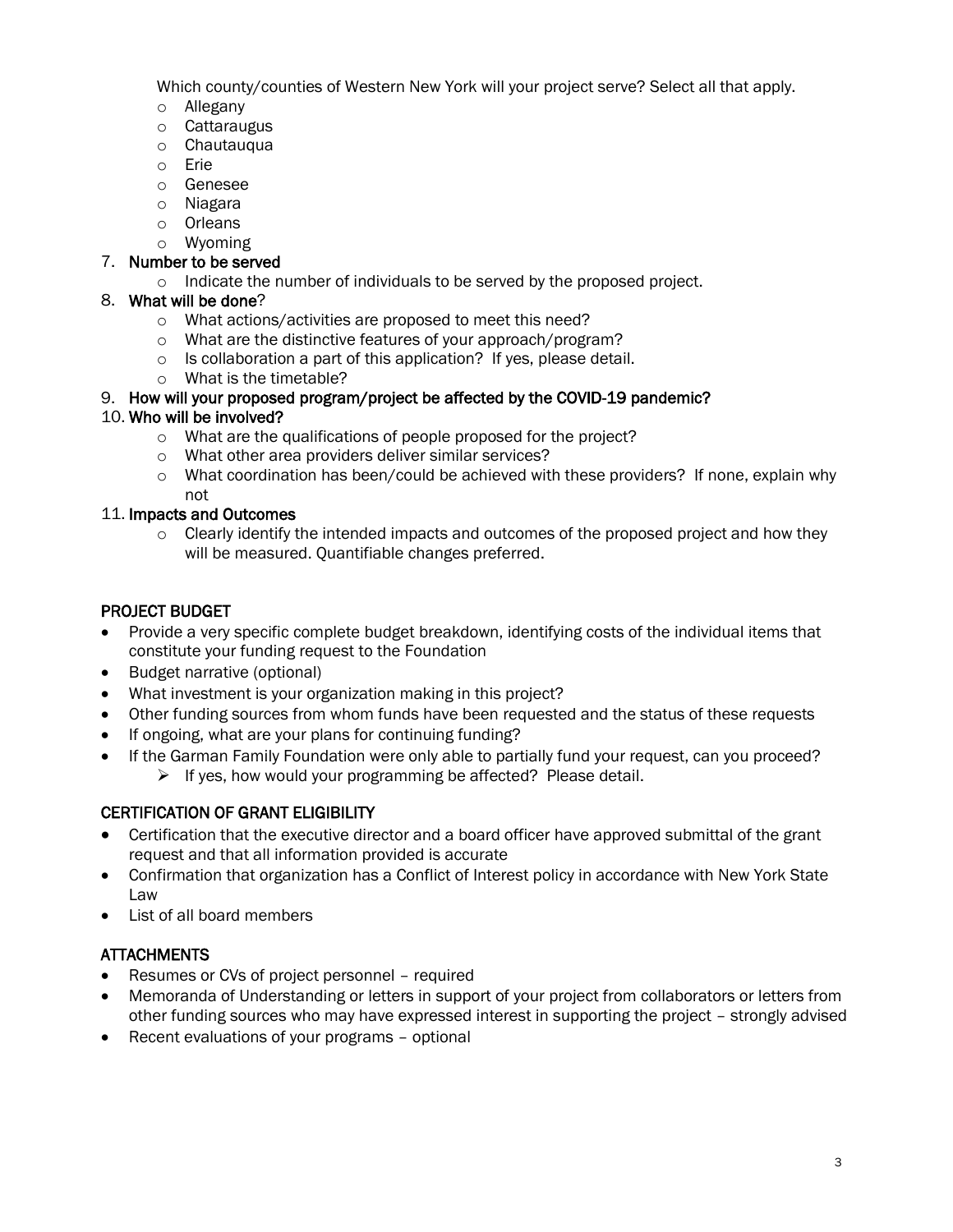Which county/counties of Western New York will your project serve? Select all that apply.

- Allegany
- Cattaraugus
- Chautauqua
- Erie
- Genesee
- Niagara
- Orleans
- Wyoming

7. **Number to be served**
   - Indicate the number of individuals to be served by the proposed project.
8. **What will be done**?
   - What actions/activities are proposed to meet this need?
   - What are the distinctive features of your approach/program?
   - Is collaboration a part of this application? If yes, please detail.
   - What is the timetable?
9. **How will your proposed program/project be affected by the COVID-19 pandemic?**
10. **Who will be involved?**
    - What are the qualifications of people proposed for the project?
    - What other area providers deliver similar services?
    - What coordination has been/could be achieved with these providers? If none, explain why not
11. **Impacts and Outcomes**
    - Clearly identify the intended impacts and outcomes of the proposed project and how they will be measured. Quantifiable changes preferred.

## PROJECT BUDGET

- Provide a very specific complete budget breakdown, identifying costs of the individual items that constitute your funding request to the Foundation
- Budget narrative (optional)
- What investment is your organization making in this project?
- Other funding sources from whom funds have been requested and the status of these requests
- If ongoing, what are your plans for continuing funding?
- If the Garman Family Foundation were only able to partially fund your request, can you proceed?
  - If yes, how would your programming be affected? Please detail.

## CERTIFICATION OF GRANT ELIGIBILITY

- Certification that the executive director and a board officer have approved submittal of the grant request and that all information provided is accurate
- Confirmation that organization has a Conflict of Interest policy in accordance with New York State Law
- List of all board members

## ATTACHMENTS

- Resumes or CVs of project personnel – required
- Memoranda of Understanding or letters in support of your project from collaborators or letters from other funding sources who may have expressed interest in supporting the project – strongly advised
- Recent evaluations of your programs – optional